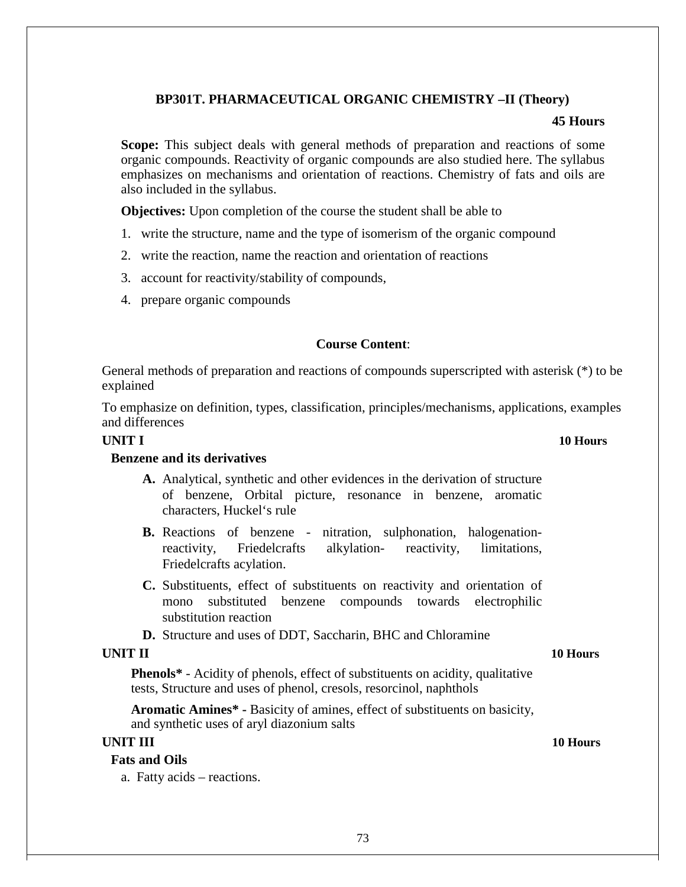# BP301T. PHARMACEUTICAL ORGANIC CHEMISTRY –II (Theory)

**45 Hours**

**Scope:** This subject deals with general methods of preparation and reactions of some organic compounds. Reactivity of organic compounds are also studied here. The syllabus emphasizes on mechanisms and orientation of reactions. Chemistry of fats and oils are also included in the syllabus.

**Objectives:** Upon completion of the course the student shall be able to

1. write the structure, name and the type of isomerism of the organic compound
2. write the reaction, name the reaction and orientation of reactions
3. account for reactivity/stability of compounds,
4. prepare organic compounds

## Course Content:

General methods of preparation and reactions of compounds superscripted with asterisk (*) to be explained

To emphasize on definition, types, classification, principles/mechanisms, applications, examples and differences

### UNIT I — 10 Hours

**Benzene and its derivatives**

- **A.** Analytical, synthetic and other evidences in the derivation of structure of benzene, Orbital picture, resonance in benzene, aromatic characters, Huckel's rule
- **B.** Reactions of benzene - nitration, sulphonation, halogenation-reactivity, Friedelcrafts alkylation- reactivity, limitations, Friedelcrafts acylation.
- **C.** Substituents, effect of substituents on reactivity and orientation of mono substituted benzene compounds towards electrophilic substitution reaction
- **D.** Structure and uses of DDT, Saccharin, BHC and Chloramine

### UNIT II — 10 Hours

**Phenols*** - Acidity of phenols, effect of substituents on acidity, qualitative tests, Structure and uses of phenol, cresols, resorcinol, naphthols

**Aromatic Amines*** - Basicity of amines, effect of substituents on basicity, and synthetic uses of aryl diazonium salts

### UNIT III — 10 Hours

**Fats and Oils**

a. Fatty acids – reactions.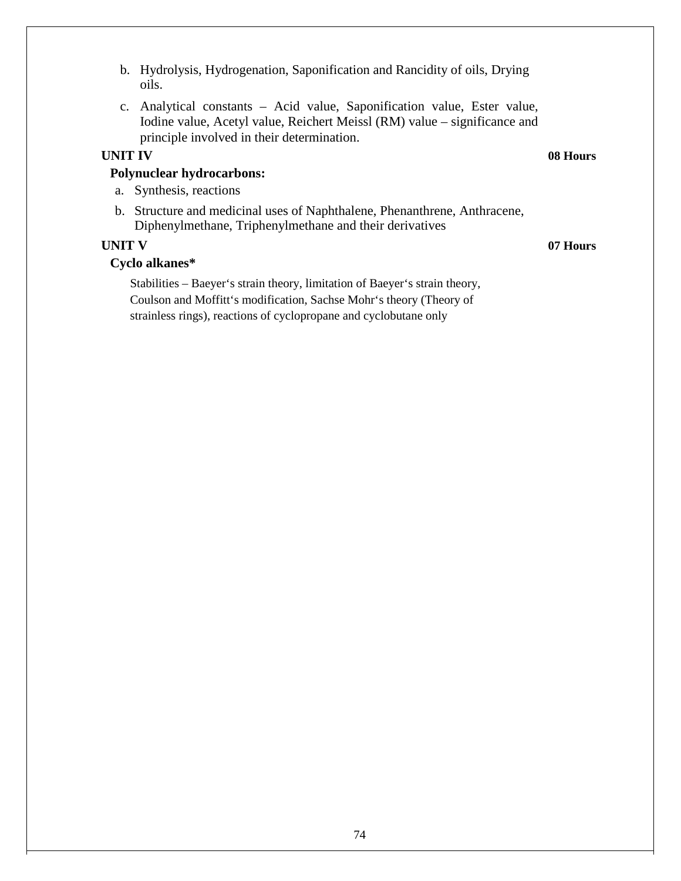b. Hydrolysis, Hydrogenation, Saponification and Rancidity of oils, Drying oils.

c. Analytical constants – Acid value, Saponification value, Ester value, Iodine value, Acetyl value, Reichert Meissl (RM) value – significance and principle involved in their determination.

**UNIT IV** **08 Hours**

**Polynuclear hydrocarbons:**

a. Synthesis, reactions

b. Structure and medicinal uses of Naphthalene, Phenanthrene, Anthracene, Diphenylmethane, Triphenylmethane and their derivatives

**UNIT V** **07 Hours**

**Cyclo alkanes***

Stabilities – Baeyer‘s strain theory, limitation of Baeyer‘s strain theory, Coulson and Moffitt‘s modification, Sachse Mohr‘s theory (Theory of strainless rings), reactions of cyclopropane and cyclobutane only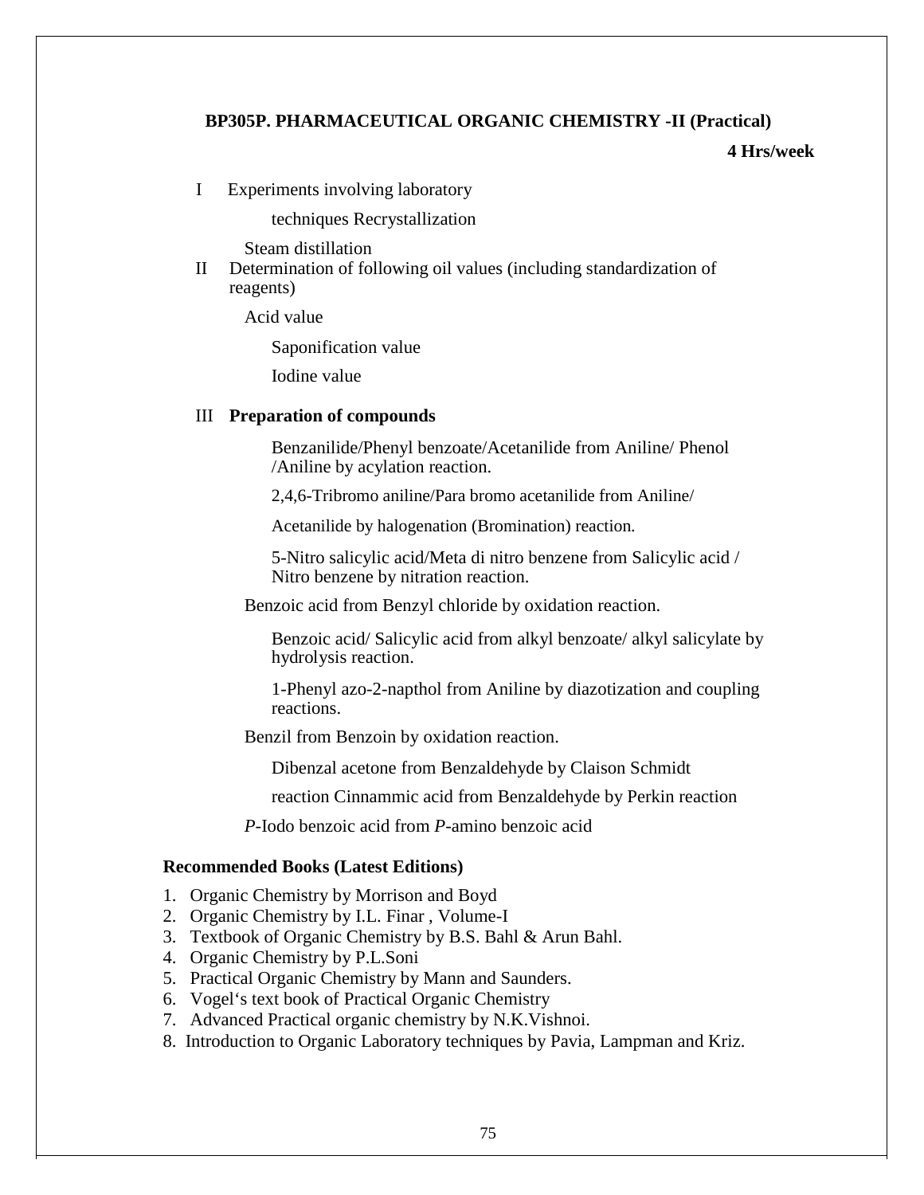## BP305P. PHARMACEUTICAL ORGANIC CHEMISTRY -II (Practical)

**4 Hrs/week**

I Experiments involving laboratory

techniques Recrystallization

Steam distillation

II Determination of following oil values (including standardization of reagents)

Acid value

Saponification value

Iodine value

III **Preparation of compounds**

Benzanilide/Phenyl benzoate/Acetanilide from Aniline/ Phenol /Aniline by acylation reaction.

2,4,6-Tribromo aniline/Para bromo acetanilide from Aniline/

Acetanilide by halogenation (Bromination) reaction.

5-Nitro salicylic acid/Meta di nitro benzene from Salicylic acid / Nitro benzene by nitration reaction.

Benzoic acid from Benzyl chloride by oxidation reaction.

Benzoic acid/ Salicylic acid from alkyl benzoate/ alkyl salicylate by hydrolysis reaction.

1-Phenyl azo-2-napthol from Aniline by diazotization and coupling reactions.

Benzil from Benzoin by oxidation reaction.

Dibenzal acetone from Benzaldehyde by Claison Schmidt

reaction Cinnammic acid from Benzaldehyde by Perkin reaction

*P*-Iodo benzoic acid from *P*-amino benzoic acid

### Recommended Books (Latest Editions)

1. Organic Chemistry by Morrison and Boyd
2. Organic Chemistry by I.L. Finar , Volume-I
3. Textbook of Organic Chemistry by B.S. Bahl & Arun Bahl.
4. Organic Chemistry by P.L.Soni
5. Practical Organic Chemistry by Mann and Saunders.
6. Vogel's text book of Practical Organic Chemistry
7. Advanced Practical organic chemistry by N.K.Vishnoi.
8. Introduction to Organic Laboratory techniques by Pavia, Lampman and Kriz.